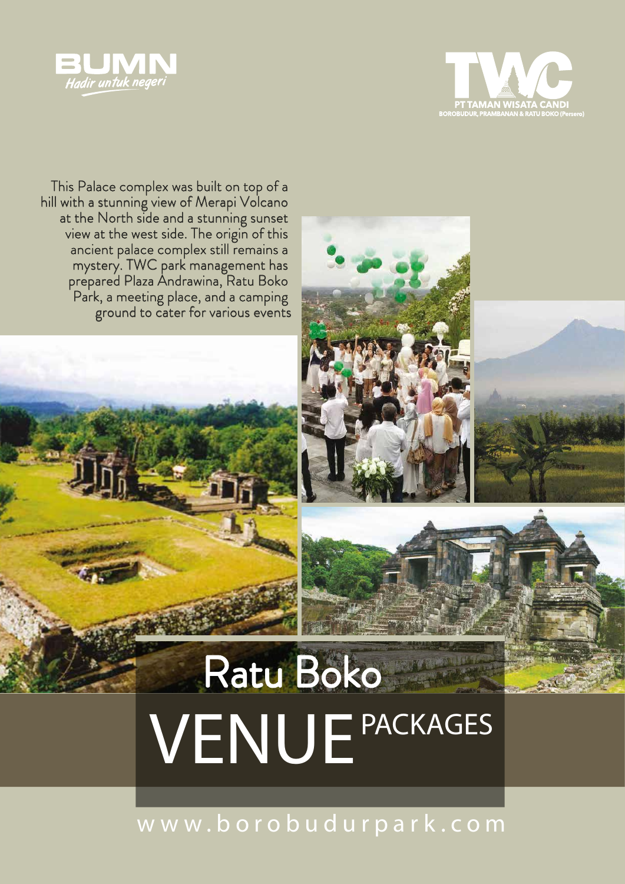BUMN
*Hadir untuk negeri*

TWC
PT TAMAN WISATA CANDI
BOROBUDUR, PRAMBANAN & RATU BOKO (Persero)

This Palace complex was built on top of a hill with a stunning view of Merapi Volcano at the North side and a stunning sunset view at the west side. The origin of this ancient palace complex still remains a mystery. TWC park management has prepared Plaza Andrawina, Ratu Boko Park, a meeting place, and a camping ground to cater for various events

# Ratu Boko

# VENUE PACKAGES

www.borobudurpark.com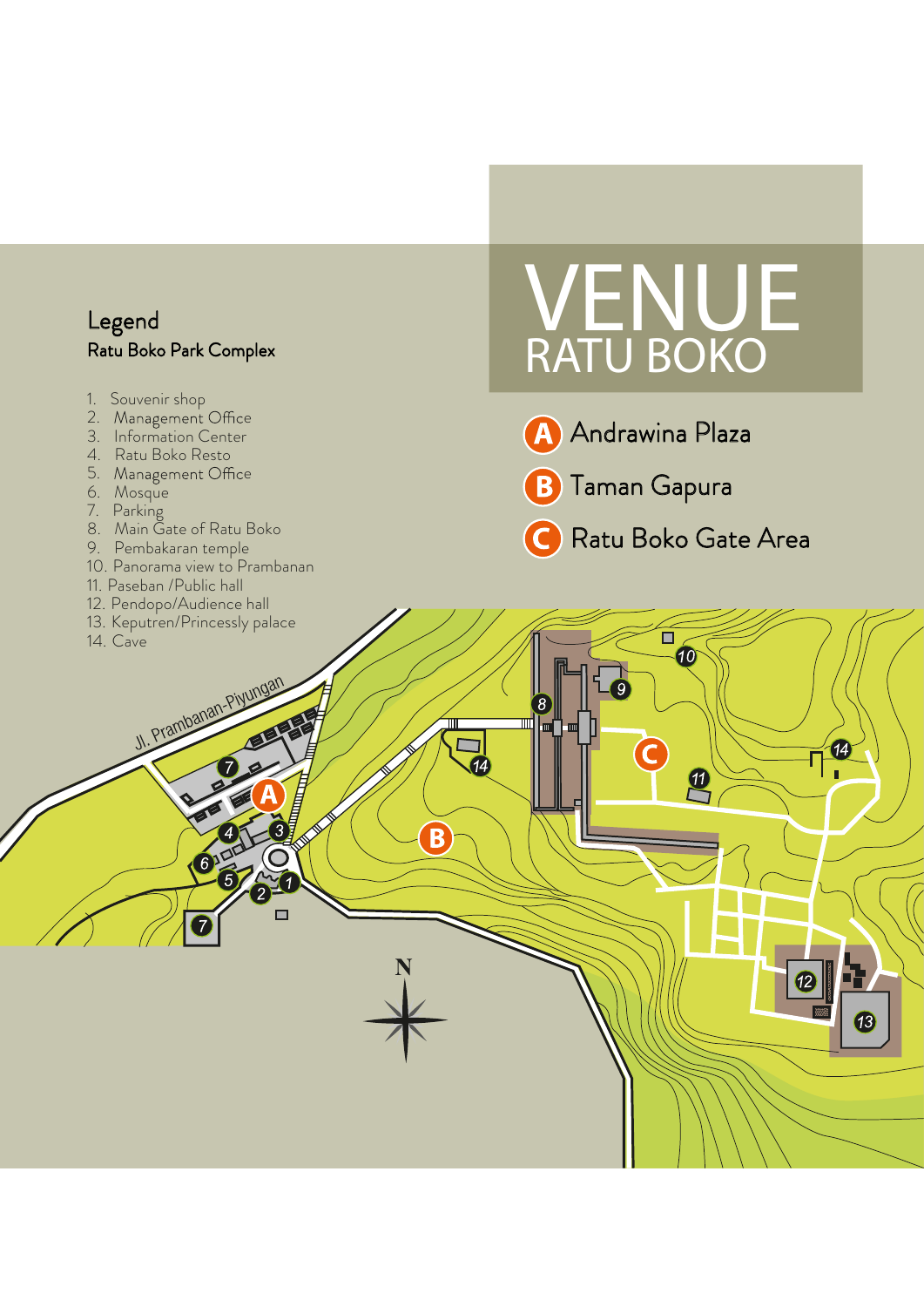# VENUE
## RATU BOKO

- **A** Andrawina Plaza
- **B** Taman Gapura
- **C** Ratu Boko Gate Area

## Legend
### Ratu Boko Park Complex

1. Souvenir shop
2. Management Office
3. Information Center
4. Ratu Boko Resto
5. Management Office
6. Mosque
7. Parking
8. Main Gate of Ratu Boko
9. Pembakaran temple
10. Panorama view to Prambanan
11. Paseban /Public hall
12. Pendopo/Audience hall
13. Keputren/Princessly palace
14. Cave

Jl. Prambanan-Piyungan

N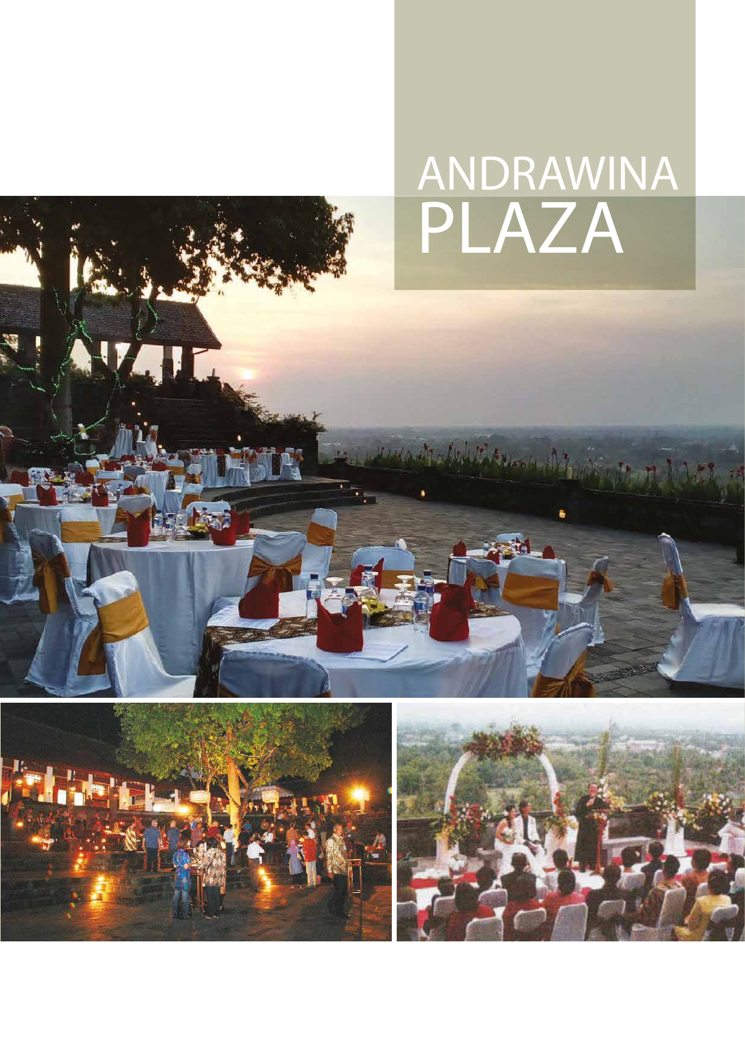# ANDRAWINA PLAZA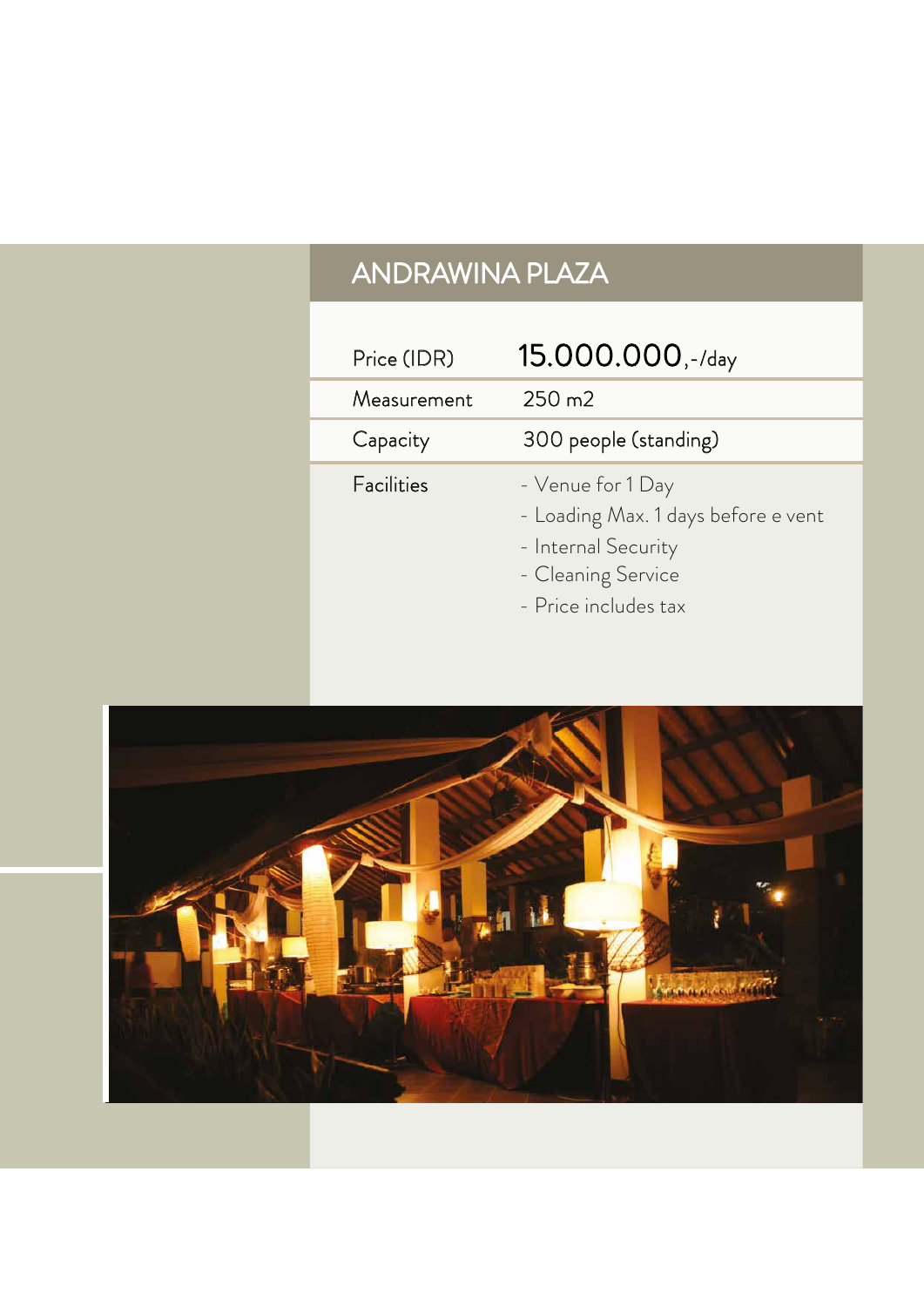# ANDRAWINA PLAZA

| | |
|---|---|
| Price (IDR) | 15.000.000,-/day |
| Measurement | 250 m2 |
| Capacity | 300 people (standing) |
| Facilities | - Venue for 1 Day<br>- Loading Max. 1 days before e vent<br>- Internal Security<br>- Cleaning Service<br>- Price includes tax |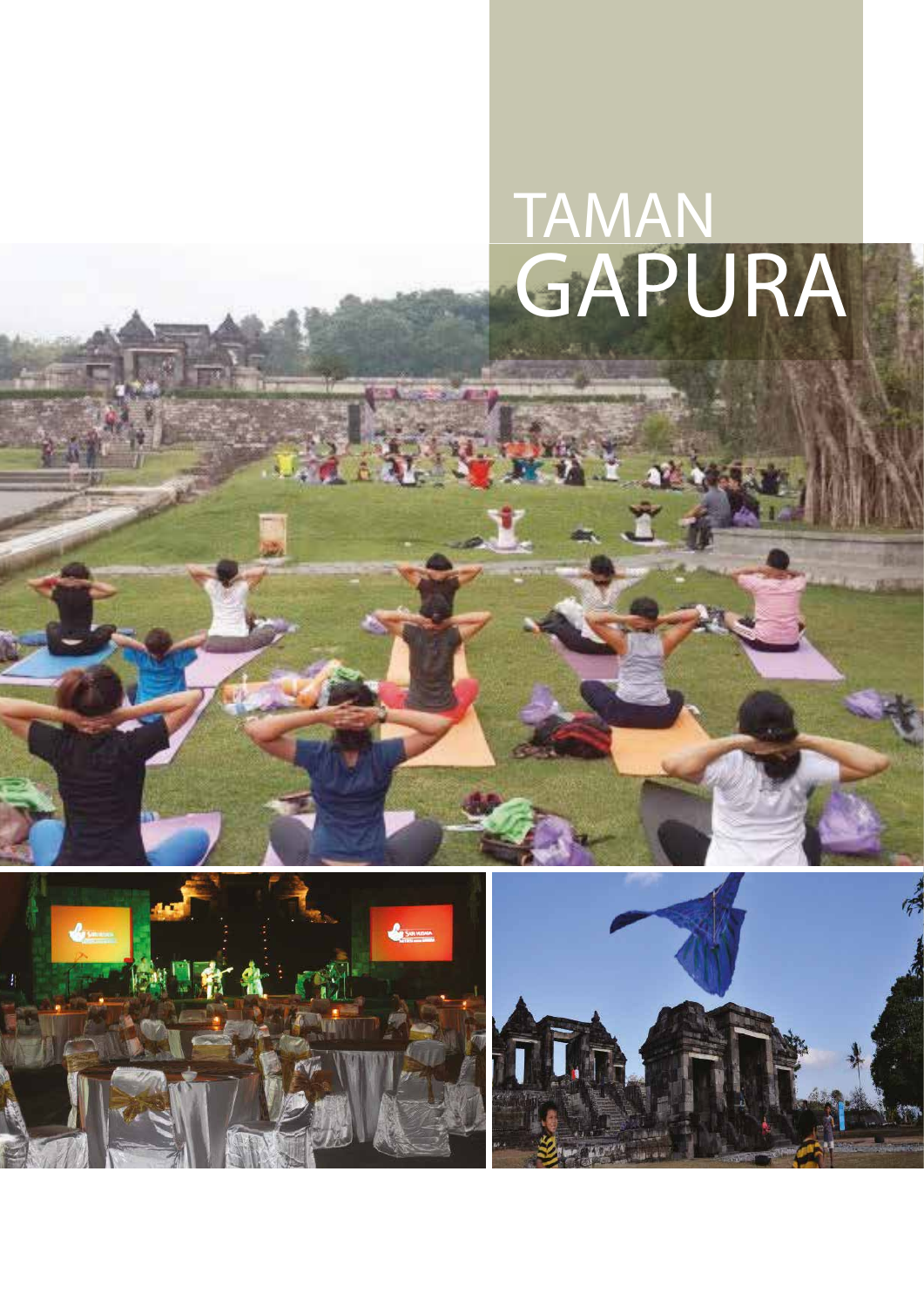# TAMAN GAPURA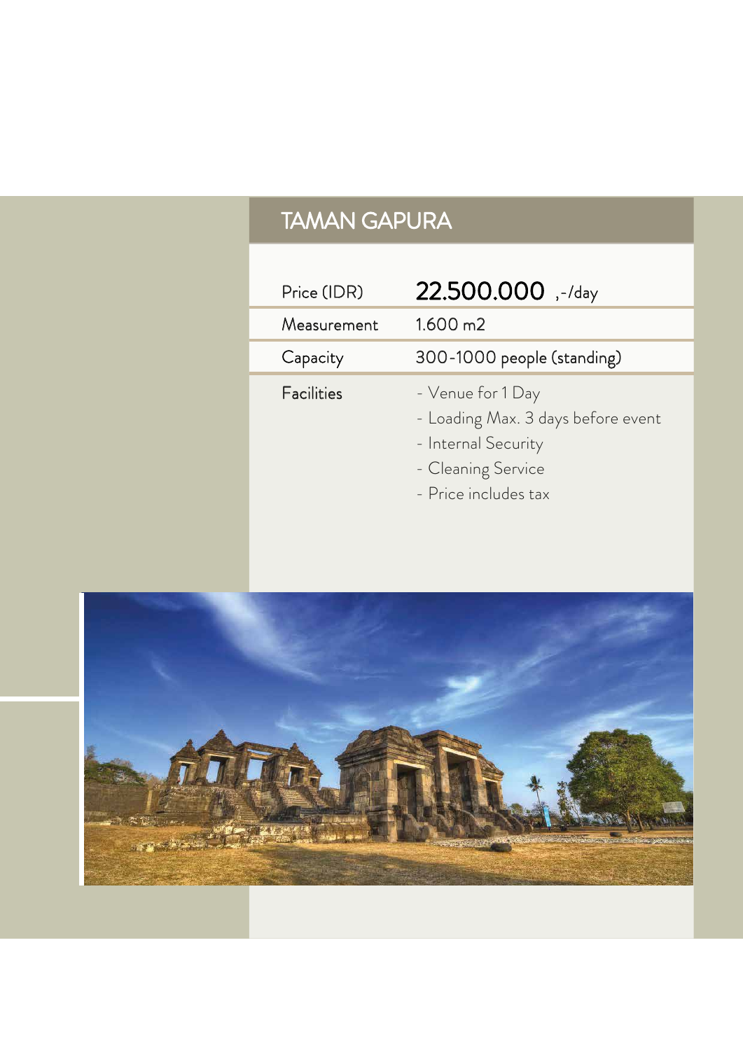## TAMAN GAPURA

| | |
|---|---|
| Price (IDR) | 22.500.000 ,-/day |
| Measurement | 1.600 m2 |
| Capacity | 300-1000 people (standing) |
| Facilities | - Venue for 1 Day<br>- Loading Max. 3 days before event<br>- Internal Security<br>- Cleaning Service<br>- Price includes tax |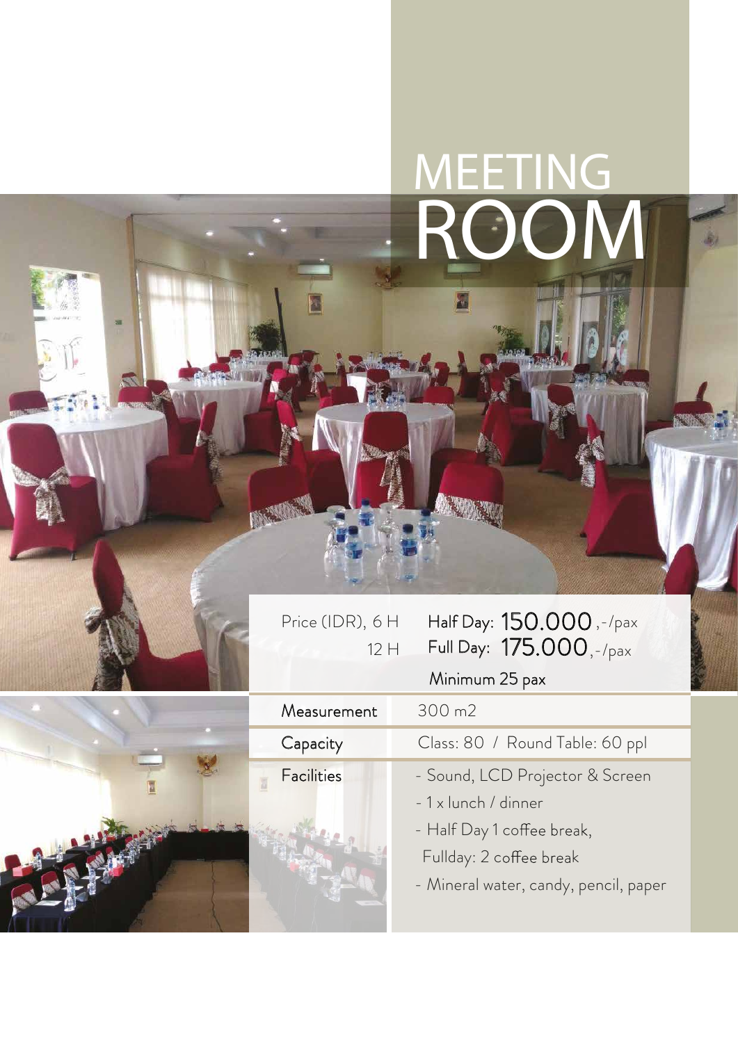# MEETING ROOM

| Price (IDR), 6 H | Half Day: 150.000,-/pax |
|---|---|
| 12 H | Full Day: 175.000,-/pax |
| | Minimum 25 pax |
| Measurement | 300 m2 |
| Capacity | Class: 80 / Round Table: 60 ppl |
| Facilities | - Sound, LCD Projector & Screen<br>- 1 x lunch / dinner<br>- Half Day 1 coffee break, Fullday: 2 coffee break<br>- Mineral water, candy, pencil, paper |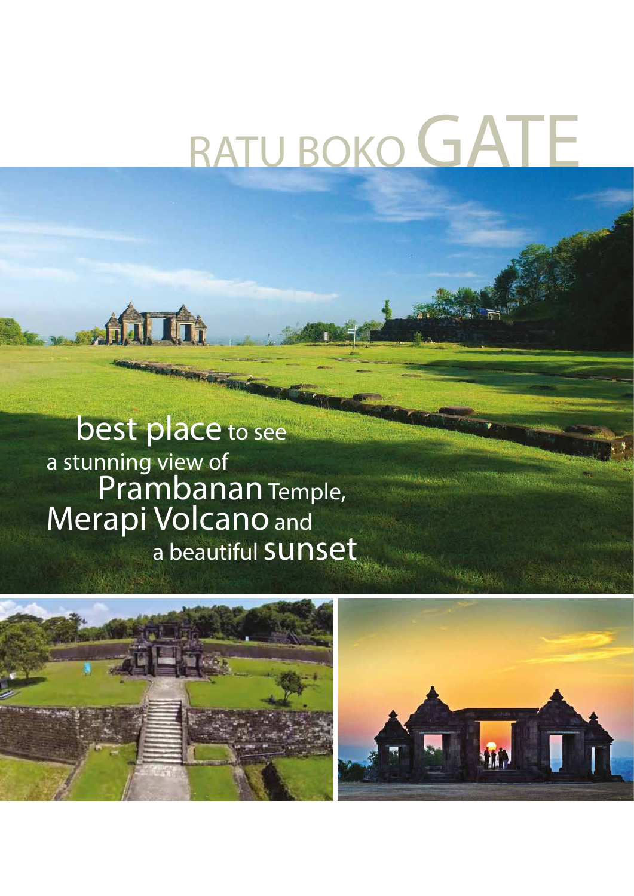# RATU BOKO GATE

best place to see
a stunning view of
Prambanan Temple,
Merapi Volcano and
a beautiful sunset